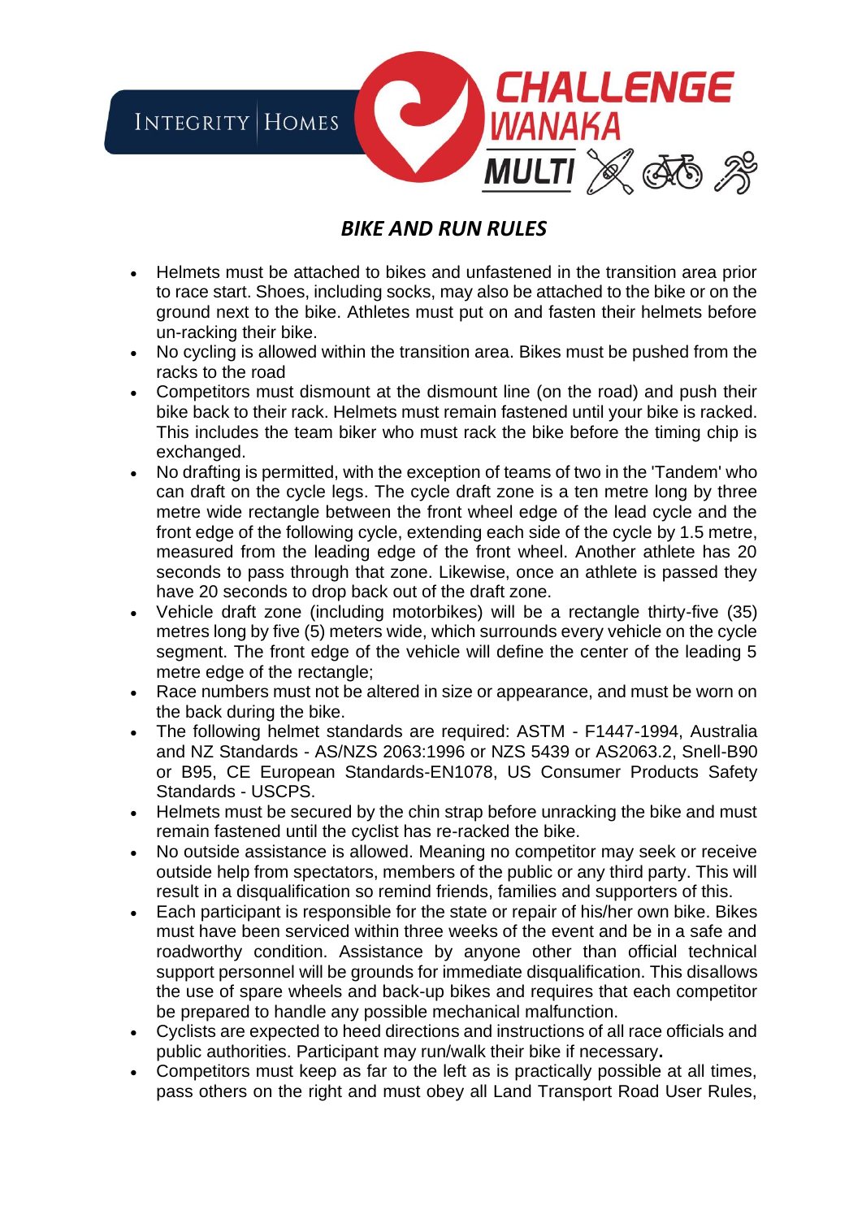# BIKE AND RUN RULES

- Helmets must be attached to bikes and unfastened in the transition area prior to race start. Shoes, including socks, may also be attached to the bike or on the ground next to the bike. Athletes must put on and fasten their helmets before un-racking their bike.
- No cycling is allowed within the transition area. Bikes must be pushed from the racks to the road
- Competitors must dismount at the dismount line (on the road) and push their bike back to their rack. Helmets must remain fastened until your bike is racked. This includes the team biker who must rack the bike before the timing chip is exchanged.
- No drafting is permitted, with the exception of teams of two in the 'Tandem' who can draft on the cycle legs. The cycle draft zone is a ten metre long by three metre wide rectangle between the front wheel edge of the lead cycle and the front edge of the following cycle, extending each side of the cycle by 1.5 metre, measured from the leading edge of the front wheel. Another athlete has 20 seconds to pass through that zone. Likewise, once an athlete is passed they have 20 seconds to drop back out of the draft zone.
- Vehicle draft zone (including motorbikes) will be a rectangle thirty-five (35) metres long by five (5) meters wide, which surrounds every vehicle on the cycle segment. The front edge of the vehicle will define the center of the leading 5 metre edge of the rectangle;
- Race numbers must not be altered in size or appearance, and must be worn on the back during the bike.
- The following helmet standards are required: ASTM - F1447-1994, Australia and NZ Standards - AS/NZS 2063:1996 or NZS 5439 or AS2063.2, Snell-B90 or B95, CE European Standards-EN1078, US Consumer Products Safety Standards - USCPS.
- Helmets must be secured by the chin strap before unracking the bike and must remain fastened until the cyclist has re-racked the bike.
- No outside assistance is allowed. Meaning no competitor may seek or receive outside help from spectators, members of the public or any third party. This will result in a disqualification so remind friends, families and supporters of this.
- Each participant is responsible for the state or repair of his/her own bike. Bikes must have been serviced within three weeks of the event and be in a safe and roadworthy condition. Assistance by anyone other than official technical support personnel will be grounds for immediate disqualification. This disallows the use of spare wheels and back-up bikes and requires that each competitor be prepared to handle any possible mechanical malfunction.
- Cyclists are expected to heed directions and instructions of all race officials and public authorities. Participant may run/walk their bike if necessary**.**
- Competitors must keep as far to the left as is practically possible at all times, pass others on the right and must obey all Land Transport Road User Rules,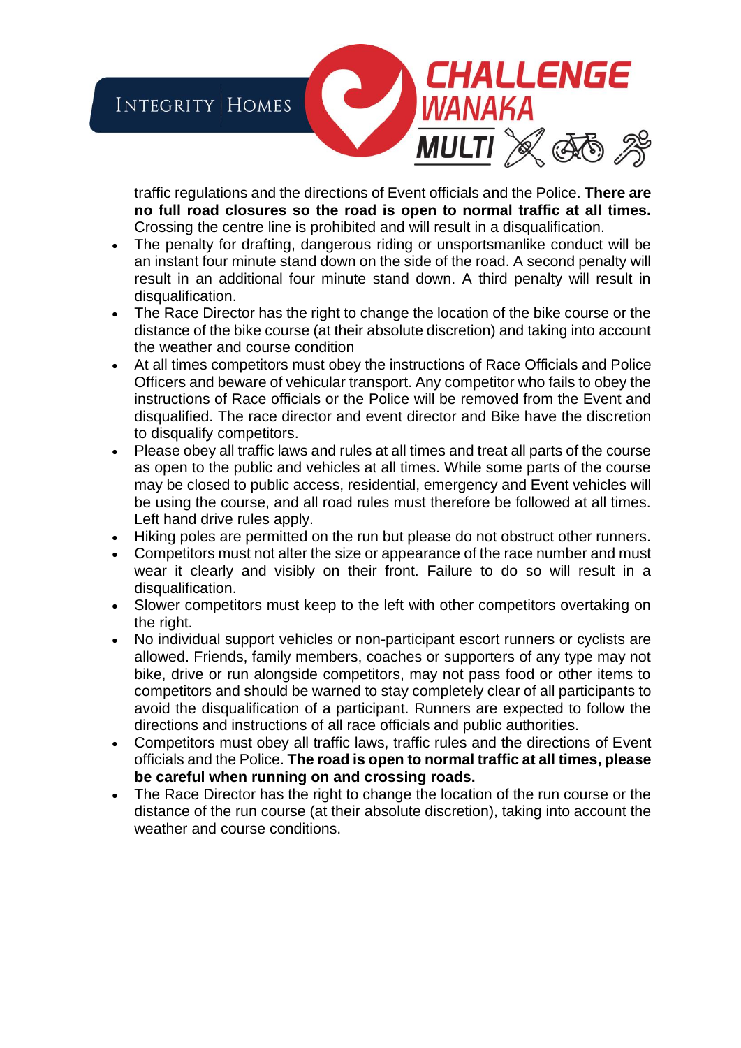traffic regulations and the directions of Event officials and the Police. **There are no full road closures so the road is open to normal traffic at all times.** Crossing the centre line is prohibited and will result in a disqualification.

- The penalty for drafting, dangerous riding or unsportsmanlike conduct will be an instant four minute stand down on the side of the road. A second penalty will result in an additional four minute stand down. A third penalty will result in disqualification.
- The Race Director has the right to change the location of the bike course or the distance of the bike course (at their absolute discretion) and taking into account the weather and course condition
- At all times competitors must obey the instructions of Race Officials and Police Officers and beware of vehicular transport. Any competitor who fails to obey the instructions of Race officials or the Police will be removed from the Event and disqualified. The race director and event director and Bike have the discretion to disqualify competitors.
- Please obey all traffic laws and rules at all times and treat all parts of the course as open to the public and vehicles at all times. While some parts of the course may be closed to public access, residential, emergency and Event vehicles will be using the course, and all road rules must therefore be followed at all times. Left hand drive rules apply.
- Hiking poles are permitted on the run but please do not obstruct other runners.
- Competitors must not alter the size or appearance of the race number and must wear it clearly and visibly on their front. Failure to do so will result in a disqualification.
- Slower competitors must keep to the left with other competitors overtaking on the right.
- No individual support vehicles or non-participant escort runners or cyclists are allowed. Friends, family members, coaches or supporters of any type may not bike, drive or run alongside competitors, may not pass food or other items to competitors and should be warned to stay completely clear of all participants to avoid the disqualification of a participant. Runners are expected to follow the directions and instructions of all race officials and public authorities.
- Competitors must obey all traffic laws, traffic rules and the directions of Event officials and the Police. **The road is open to normal traffic at all times, please be careful when running on and crossing roads.**
- The Race Director has the right to change the location of the run course or the distance of the run course (at their absolute discretion), taking into account the weather and course conditions.